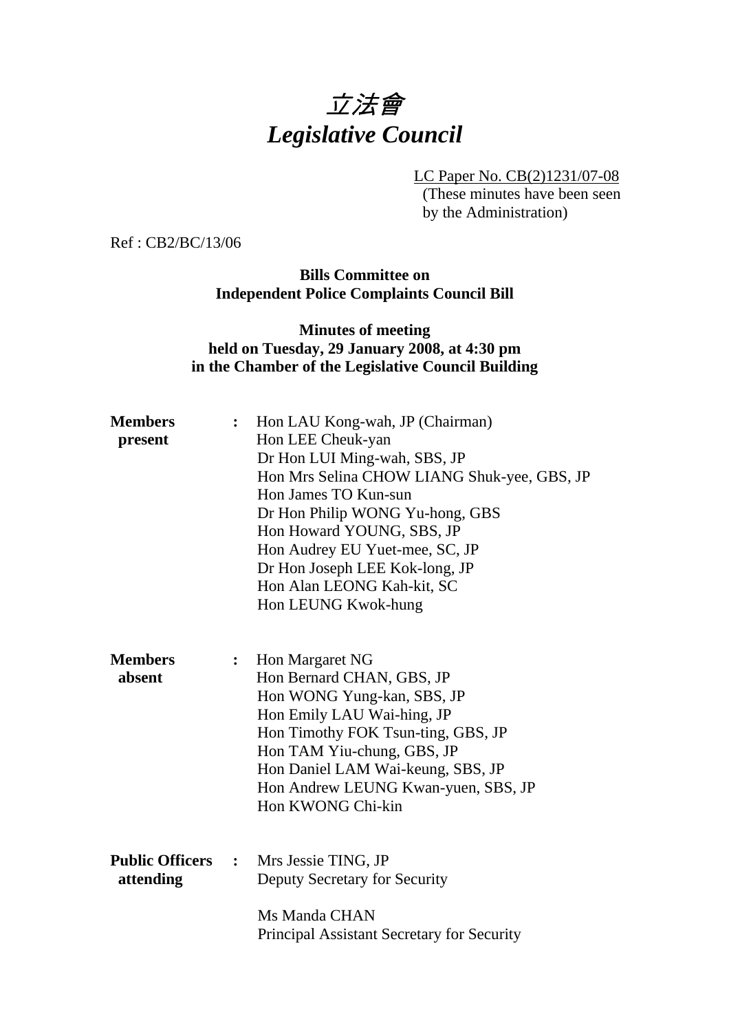# 立法會
# *Legislative Council*

LC Paper No. CB(2)1231/07-08
(These minutes have been seen by the Administration)

Ref : CB2/BC/13/06

**Bills Committee on**
**Independent Police Complaints Council Bill**

**Minutes of meeting**
**held on Tuesday, 29 January 2008, at 4:30 pm**
**in the Chamber of the Legislative Council Building**

| | | |
|---|---|---|
| **Members present** | **:** | Hon LAU Kong-wah, JP (Chairman)<br>Hon LEE Cheuk-yan<br>Dr Hon LUI Ming-wah, SBS, JP<br>Hon Mrs Selina CHOW LIANG Shuk-yee, GBS, JP<br>Hon James TO Kun-sun<br>Dr Hon Philip WONG Yu-hong, GBS<br>Hon Howard YOUNG, SBS, JP<br>Hon Audrey EU Yuet-mee, SC, JP<br>Dr Hon Joseph LEE Kok-long, JP<br>Hon Alan LEONG Kah-kit, SC<br>Hon LEUNG Kwok-hung |
| **Members absent** | **:** | Hon Margaret NG<br>Hon Bernard CHAN, GBS, JP<br>Hon WONG Yung-kan, SBS, JP<br>Hon Emily LAU Wai-hing, JP<br>Hon Timothy FOK Tsun-ting, GBS, JP<br>Hon TAM Yiu-chung, GBS, JP<br>Hon Daniel LAM Wai-keung, SBS, JP<br>Hon Andrew LEUNG Kwan-yuen, SBS, JP<br>Hon KWONG Chi-kin |
| **Public Officers attending** | **:** | Mrs Jessie TING, JP<br>Deputy Secretary for Security<br><br>Ms Manda CHAN<br>Principal Assistant Secretary for Security |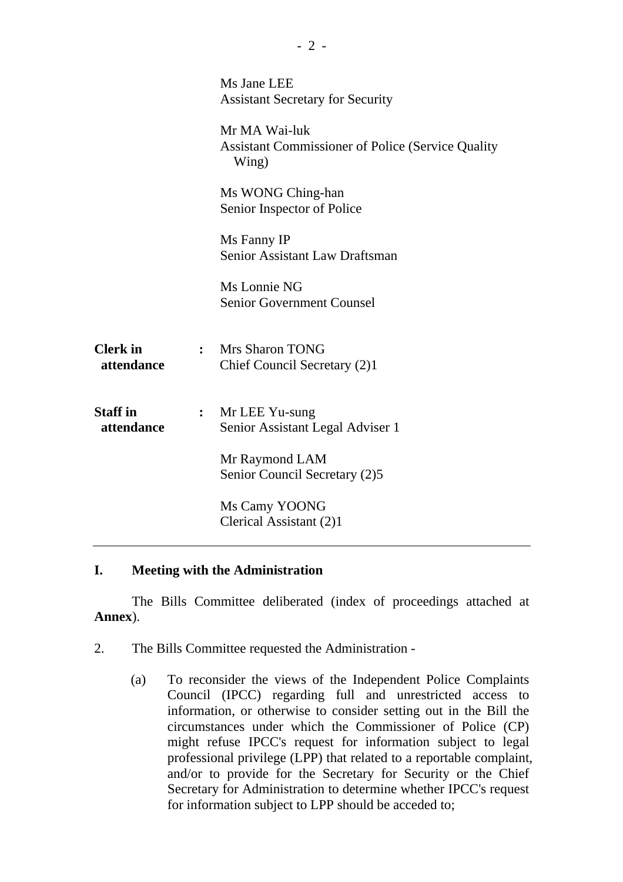Ms Jane LEE
Assistant Secretary for Security

Mr MA Wai-luk
Assistant Commissioner of Police (Service Quality Wing)

Ms WONG Ching-han
Senior Inspector of Police

Ms Fanny IP
Senior Assistant Law Draftsman

Ms Lonnie NG
Senior Government Counsel

**Clerk in attendance** : Mrs Sharon TONG
Chief Council Secretary (2)1

**Staff in attendance** : Mr LEE Yu-sung
Senior Assistant Legal Adviser 1

Mr Raymond LAM
Senior Council Secretary (2)5

Ms Camy YOONG
Clerical Assistant (2)1

---

## I. Meeting with the Administration

The Bills Committee deliberated (index of proceedings attached at **Annex**).

2. The Bills Committee requested the Administration -

(a) To reconsider the views of the Independent Police Complaints Council (IPCC) regarding full and unrestricted access to information, or otherwise to consider setting out in the Bill the circumstances under which the Commissioner of Police (CP) might refuse IPCC's request for information subject to legal professional privilege (LPP) that related to a reportable complaint, and/or to provide for the Secretary for Security or the Chief Secretary for Administration to determine whether IPCC's request for information subject to LPP should be acceded to;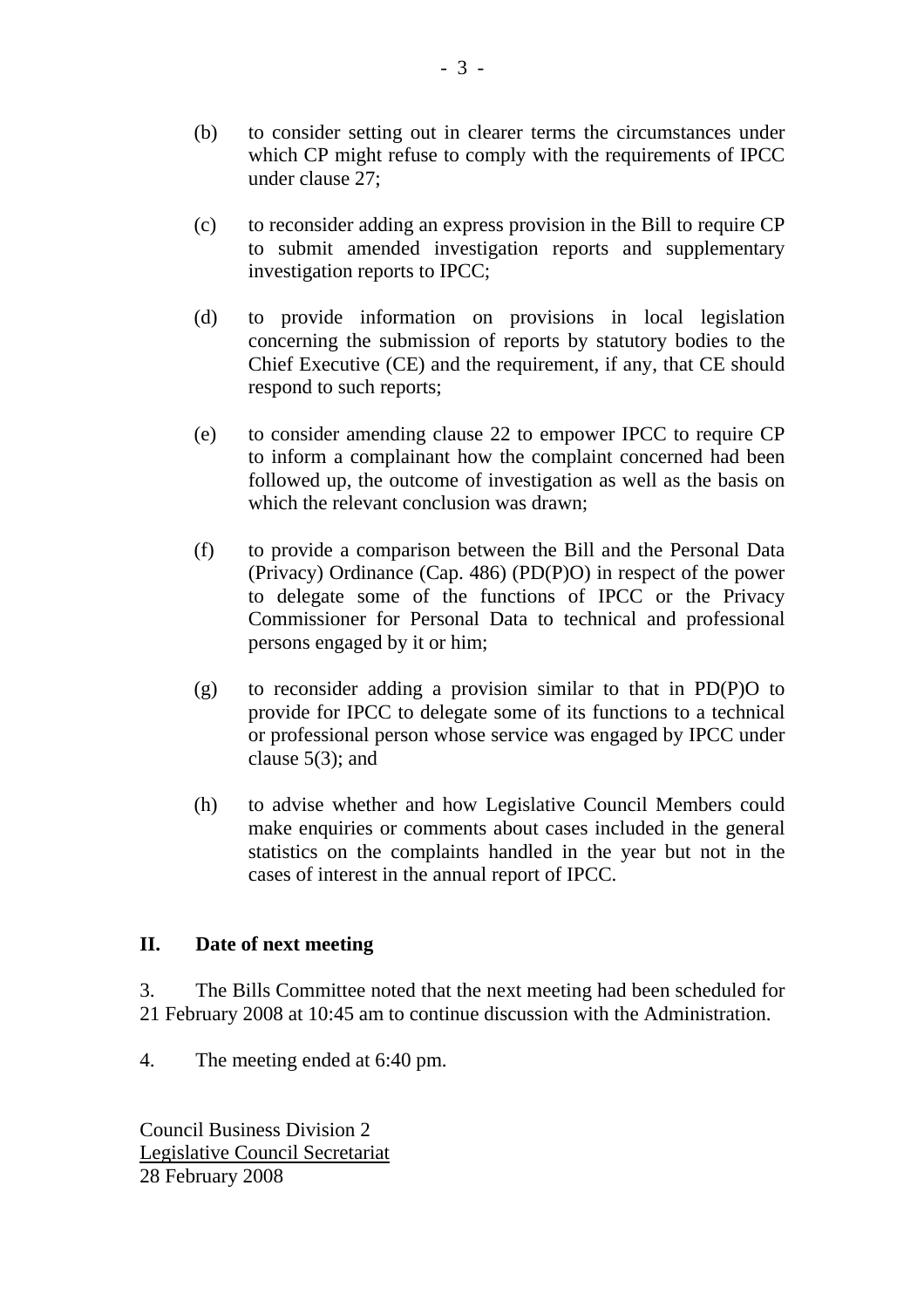(b) to consider setting out in clearer terms the circumstances under which CP might refuse to comply with the requirements of IPCC under clause 27;

(c) to reconsider adding an express provision in the Bill to require CP to submit amended investigation reports and supplementary investigation reports to IPCC;

(d) to provide information on provisions in local legislation concerning the submission of reports by statutory bodies to the Chief Executive (CE) and the requirement, if any, that CE should respond to such reports;

(e) to consider amending clause 22 to empower IPCC to require CP to inform a complainant how the complaint concerned had been followed up, the outcome of investigation as well as the basis on which the relevant conclusion was drawn;

(f) to provide a comparison between the Bill and the Personal Data (Privacy) Ordinance (Cap. 486) (PD(P)O) in respect of the power to delegate some of the functions of IPCC or the Privacy Commissioner for Personal Data to technical and professional persons engaged by it or him;

(g) to reconsider adding a provision similar to that in PD(P)O to provide for IPCC to delegate some of its functions to a technical or professional person whose service was engaged by IPCC under clause 5(3); and

(h) to advise whether and how Legislative Council Members could make enquiries or comments about cases included in the general statistics on the complaints handled in the year but not in the cases of interest in the annual report of IPCC.

## II. Date of next meeting

3. The Bills Committee noted that the next meeting had been scheduled for 21 February 2008 at 10:45 am to continue discussion with the Administration.

4. The meeting ended at 6:40 pm.

Council Business Division 2
Legislative Council Secretariat
28 February 2008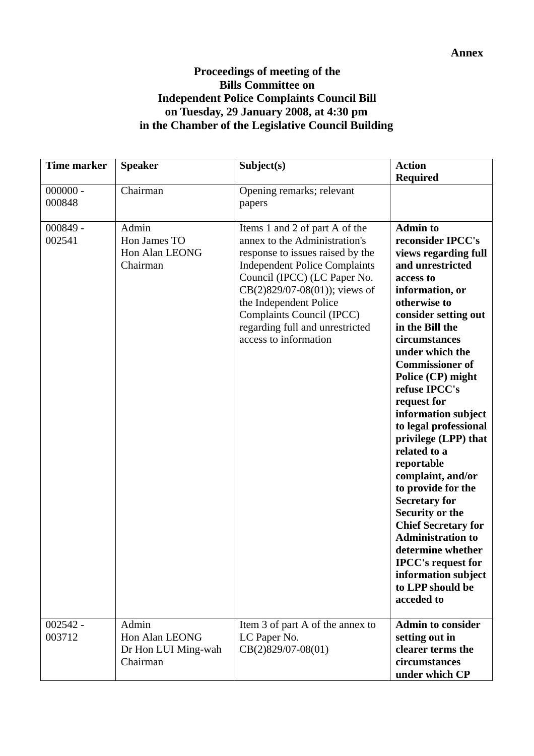**Annex**

**Proceedings of meeting of the**
**Bills Committee on**
**Independent Police Complaints Council Bill**
**on Tuesday, 29 January 2008, at 4:30 pm**
**in the Chamber of the Legislative Council Building**

| Time marker | Speaker | Subject(s) | Action Required |
|---|---|---|---|
| 000000 - 000848 | Chairman | Opening remarks; relevant papers | |
| 000849 - 002541 | Admin<br>Hon James TO<br>Hon Alan LEONG<br>Chairman | Items 1 and 2 of part A of the annex to the Administration's response to issues raised by the Independent Police Complaints Council (IPCC) (LC Paper No. CB(2)829/07-08(01)); views of the Independent Police Complaints Council (IPCC) regarding full and unrestricted access to information | **Admin to reconsider IPCC's views regarding full and unrestricted access to information, or otherwise to consider setting out in the Bill the circumstances under which the Commissioner of Police (CP) might refuse IPCC's request for information subject to legal professional privilege (LPP) that related to a reportable complaint, and/or to provide for the Secretary for Security or the Chief Secretary for Administration to determine whether IPCC's request for information subject to LPP should be acceded to** |
| 002542 - 003712 | Admin<br>Hon Alan LEONG<br>Dr Hon LUI Ming-wah<br>Chairman | Item 3 of part A of the annex to LC Paper No. CB(2)829/07-08(01) | **Admin to consider setting out in clearer terms the circumstances under which CP** |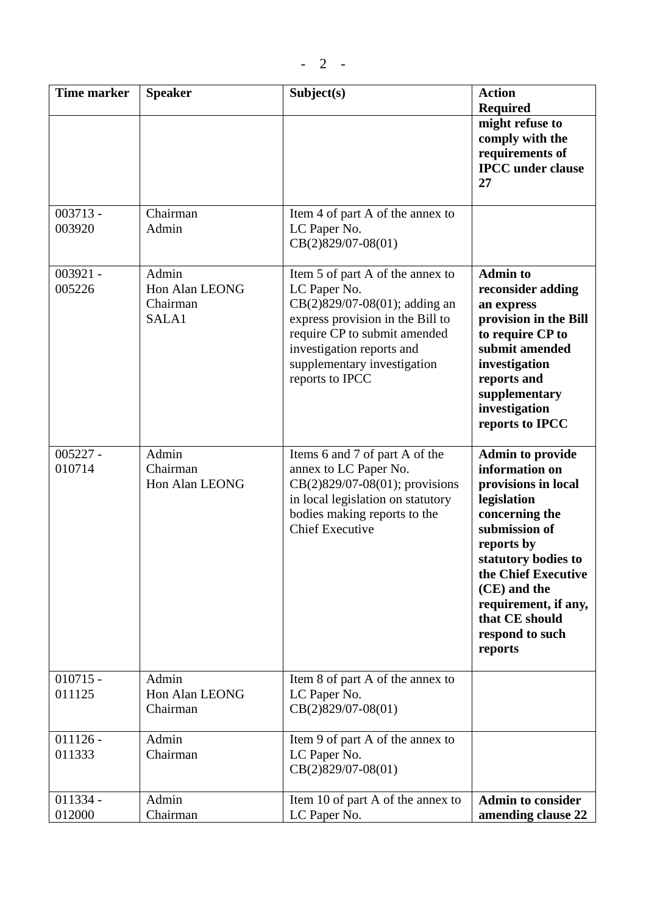| Time marker | Speaker | Subject(s) | Action Required |
|---|---|---|---|
| | | | **might refuse to comply with the requirements of IPCC under clause 27** |
| 003713 - 003920 | Chairman<br>Admin | Item 4 of part A of the annex to LC Paper No. CB(2)829/07-08(01) | |
| 003921 - 005226 | Admin<br>Hon Alan LEONG<br>Chairman<br>SALA1 | Item 5 of part A of the annex to LC Paper No. CB(2)829/07-08(01); adding an express provision in the Bill to require CP to submit amended investigation reports and supplementary investigation reports to IPCC | **Admin to reconsider adding an express provision in the Bill to require CP to submit amended investigation reports and supplementary investigation reports to IPCC** |
| 005227 - 010714 | Admin<br>Chairman<br>Hon Alan LEONG | Items 6 and 7 of part A of the annex to LC Paper No. CB(2)829/07-08(01); provisions in local legislation on statutory bodies making reports to the Chief Executive | **Admin to provide information on provisions in local legislation concerning the submission of reports by statutory bodies to the Chief Executive (CE) and the requirement, if any, that CE should respond to such reports** |
| 010715 - 011125 | Admin<br>Hon Alan LEONG<br>Chairman | Item 8 of part A of the annex to LC Paper No. CB(2)829/07-08(01) | |
| 011126 - 011333 | Admin<br>Chairman | Item 9 of part A of the annex to LC Paper No. CB(2)829/07-08(01) | |
| 011334 - 012000 | Admin<br>Chairman | Item 10 of part A of the annex to LC Paper No. | **Admin to consider amending clause 22** |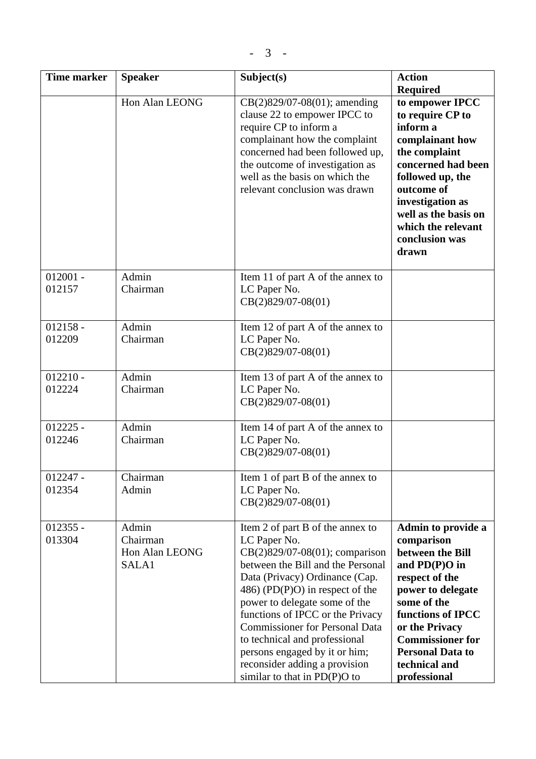| Time marker | Speaker | Subject(s) | Action Required |
|---|---|---|---|
| | Hon Alan LEONG | CB(2)829/07-08(01); amending clause 22 to empower IPCC to require CP to inform a complainant how the complaint concerned had been followed up, the outcome of investigation as well as the basis on which the relevant conclusion was drawn | **to empower IPCC to require CP to inform a complainant how the complaint concerned had been followed up, the outcome of investigation as well as the basis on which the relevant conclusion was drawn** |
| 012001 - 012157 | Admin<br>Chairman | Item 11 of part A of the annex to LC Paper No. CB(2)829/07-08(01) | |
| 012158 - 012209 | Admin<br>Chairman | Item 12 of part A of the annex to LC Paper No. CB(2)829/07-08(01) | |
| 012210 - 012224 | Admin<br>Chairman | Item 13 of part A of the annex to LC Paper No. CB(2)829/07-08(01) | |
| 012225 - 012246 | Admin<br>Chairman | Item 14 of part A of the annex to LC Paper No. CB(2)829/07-08(01) | |
| 012247 - 012354 | Chairman<br>Admin | Item 1 of part B of the annex to LC Paper No. CB(2)829/07-08(01) | |
| 012355 - 013304 | Admin<br>Chairman<br>Hon Alan LEONG<br>SALA1 | Item 2 of part B of the annex to LC Paper No. CB(2)829/07-08(01); comparison between the Bill and the Personal Data (Privacy) Ordinance (Cap. 486) (PD(P)O) in respect of the power to delegate some of the functions of IPCC or the Privacy Commissioner for Personal Data to technical and professional persons engaged by it or him; reconsider adding a provision similar to that in PD(P)O to | **Admin to provide a comparison between the Bill and PD(P)O in respect of the power to delegate some of the functions of IPCC or the Privacy Commissioner for Personal Data to technical and professional** |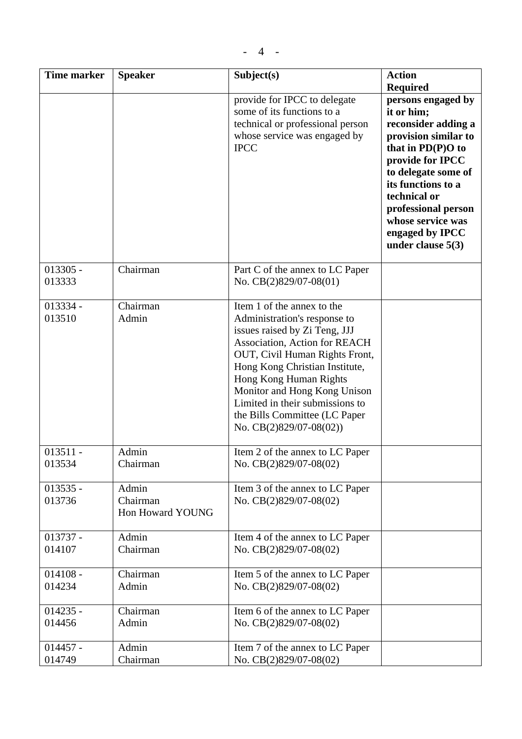| Time marker | Speaker | Subject(s) | Action Required |
|---|---|---|---|
| | | provide for IPCC to delegate some of its functions to a technical or professional person whose service was engaged by IPCC | **persons engaged by it or him; reconsider adding a provision similar to that in PD(P)O to provide for IPCC to delegate some of its functions to a technical or professional person whose service was engaged by IPCC under clause 5(3)** |
| 013305 - 013333 | Chairman | Part C of the annex to LC Paper No. CB(2)829/07-08(01) | |
| 013334 - 013510 | Chairman<br>Admin | Item 1 of the annex to the Administration's response to issues raised by Zi Teng, JJJ Association, Action for REACH OUT, Civil Human Rights Front, Hong Kong Christian Institute, Hong Kong Human Rights Monitor and Hong Kong Unison Limited in their submissions to the Bills Committee (LC Paper No. CB(2)829/07-08(02)) | |
| 013511 - 013534 | Admin<br>Chairman | Item 2 of the annex to LC Paper No. CB(2)829/07-08(02) | |
| 013535 - 013736 | Admin<br>Chairman<br>Hon Howard YOUNG | Item 3 of the annex to LC Paper No. CB(2)829/07-08(02) | |
| 013737 - 014107 | Admin<br>Chairman | Item 4 of the annex to LC Paper No. CB(2)829/07-08(02) | |
| 014108 - 014234 | Chairman<br>Admin | Item 5 of the annex to LC Paper No. CB(2)829/07-08(02) | |
| 014235 - 014456 | Chairman<br>Admin | Item 6 of the annex to LC Paper No. CB(2)829/07-08(02) | |
| 014457 - 014749 | Admin<br>Chairman | Item 7 of the annex to LC Paper No. CB(2)829/07-08(02) | |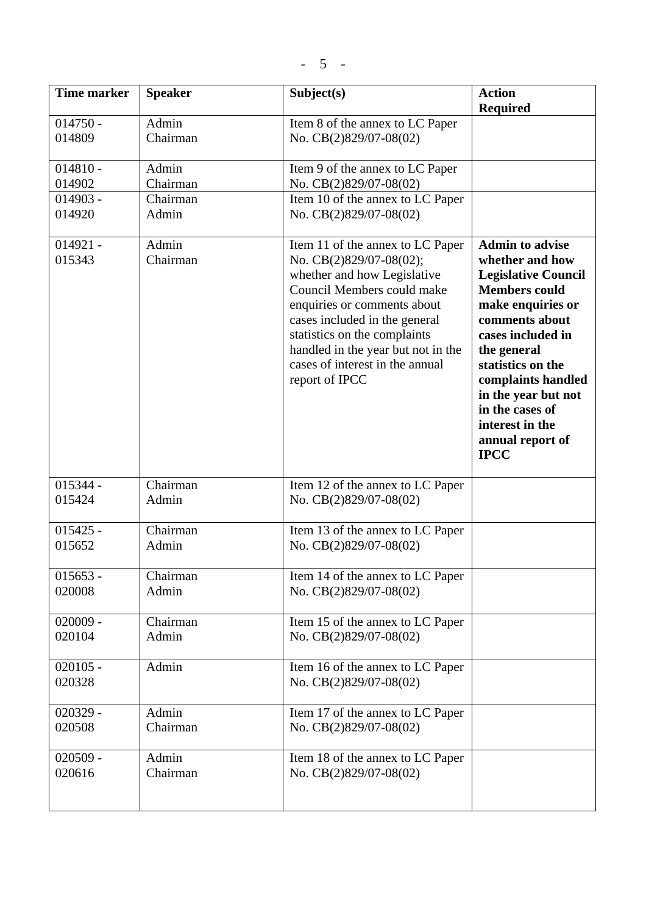| Time marker | Speaker | Subject(s) | Action Required |
|---|---|---|---|
| 014750 - 014809 | Admin Chairman | Item 8 of the annex to LC Paper No. CB(2)829/07-08(02) | |
| 014810 - 014902 | Admin Chairman | Item 9 of the annex to LC Paper No. CB(2)829/07-08(02) | |
| 014903 - 014920 | Chairman Admin | Item 10 of the annex to LC Paper No. CB(2)829/07-08(02) | |
| 014921 - 015343 | Admin Chairman | Item 11 of the annex to LC Paper No. CB(2)829/07-08(02); whether and how Legislative Council Members could make enquiries or comments about cases included in the general statistics on the complaints handled in the year but not in the cases of interest in the annual report of IPCC | **Admin to advise whether and how Legislative Council Members could make enquiries or comments about cases included in the general statistics on the complaints handled in the year but not in the cases of interest in the annual report of IPCC** |
| 015344 - 015424 | Chairman Admin | Item 12 of the annex to LC Paper No. CB(2)829/07-08(02) | |
| 015425 - 015652 | Chairman Admin | Item 13 of the annex to LC Paper No. CB(2)829/07-08(02) | |
| 015653 - 020008 | Chairman Admin | Item 14 of the annex to LC Paper No. CB(2)829/07-08(02) | |
| 020009 - 020104 | Chairman Admin | Item 15 of the annex to LC Paper No. CB(2)829/07-08(02) | |
| 020105 - 020328 | Admin | Item 16 of the annex to LC Paper No. CB(2)829/07-08(02) | |
| 020329 - 020508 | Admin Chairman | Item 17 of the annex to LC Paper No. CB(2)829/07-08(02) | |
| 020509 - 020616 | Admin Chairman | Item 18 of the annex to LC Paper No. CB(2)829/07-08(02) | |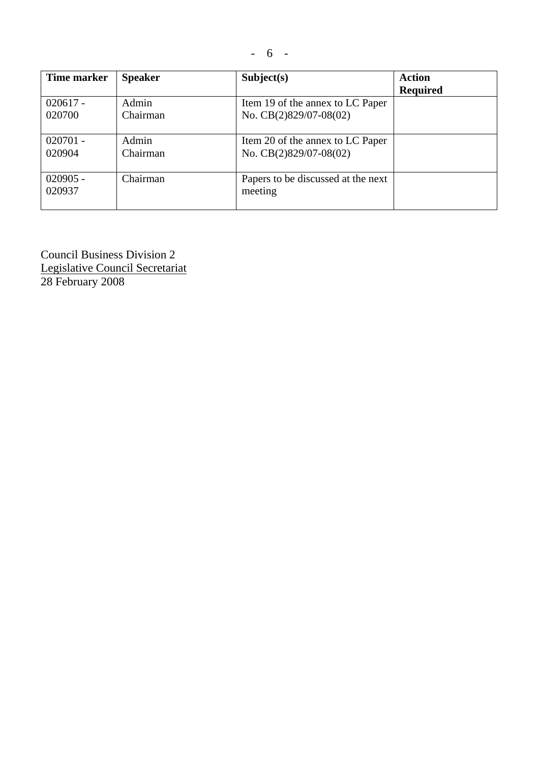| Time marker | Speaker | Subject(s) | Action Required |
|---|---|---|---|
| 020617 - 020700 | Admin<br>Chairman | Item 19 of the annex to LC Paper No. CB(2)829/07-08(02) | |
| 020701 - 020904 | Admin<br>Chairman | Item 20 of the annex to LC Paper No. CB(2)829/07-08(02) | |
| 020905 - 020937 | Chairman | Papers to be discussed at the next meeting | |

Council Business Division 2
Legislative Council Secretariat
28 February 2008